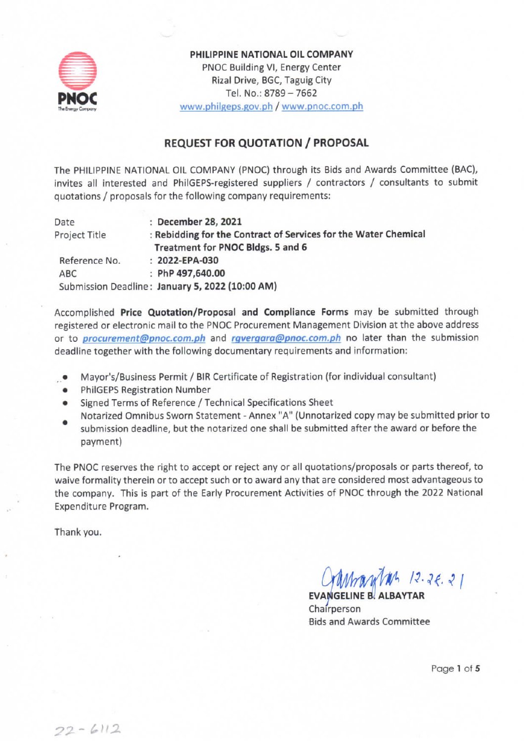**PHILIPPINE NATIONAL OIL COMPANY**
PNOC Building VI, Energy Center
Rizal Drive, BGC, Taguig City
Tel. No.: 8789 – 7662
www.philgeps.gov.ph / www.pnoc.com.ph

## REQUEST FOR QUOTATION / PROPOSAL

The PHILIPPINE NATIONAL OIL COMPANY (PNOC) through its Bids and Awards Committee (BAC), invites all interested and PhilGEPS-registered suppliers / contractors / consultants to submit quotations / proposals for the following company requirements:

| | |
|---|---|
| Date | : **December 28, 2021** |
| Project Title | : **Rebidding for the Contract of Services for the Water Chemical Treatment for PNOC Bldgs. 5 and 6** |
| Reference No. | : **2022-EPA-030** |
| ABC | : **PhP 497,640.00** |
| Submission Deadline | : **January 5, 2022 (10:00 AM)** |

Accomplished **Price Quotation/Proposal and Compliance Forms** may be submitted through registered or electronic mail to the PNOC Procurement Management Division at the above address or to ***procurement@pnoc.com.ph*** and ***rgvergara@pnoc.com.ph*** no later than the submission deadline together with the following documentary requirements and information:

- Mayor's/Business Permit / BIR Certificate of Registration (for individual consultant)
- PhilGEPS Registration Number
- Signed Terms of Reference / Technical Specifications Sheet
- Notarized Omnibus Sworn Statement - Annex "A" (Unnotarized copy may be submitted prior to submission deadline, but the notarized one shall be submitted after the award or before the payment)

The PNOC reserves the right to accept or reject any or all quotations/proposals or parts thereof, to waive formality therein or to accept such or to award any that are considered most advantageous to the company. This is part of the Early Procurement Activities of PNOC through the 2022 National Expenditure Program.

Thank you.

12.28.21

**EVANGELINE B. ALBAYTAR**
Chairperson
Bids and Awards Committee

22-6112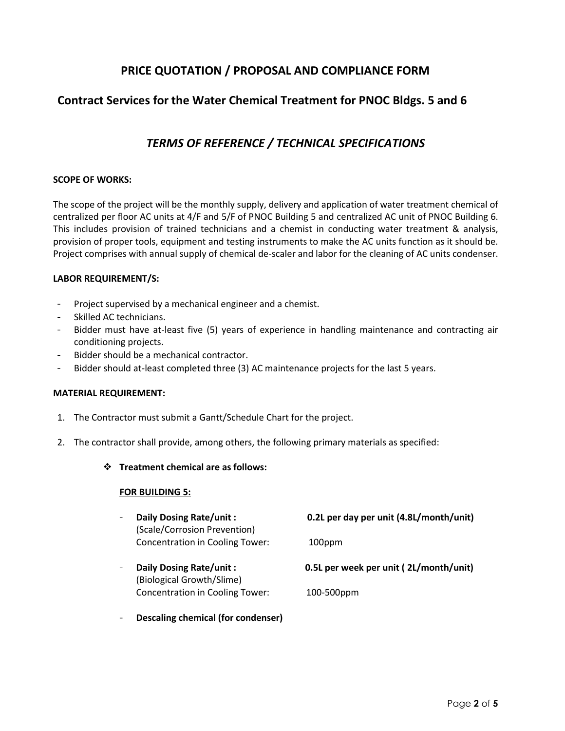# PRICE QUOTATION / PROPOSAL AND COMPLIANCE FORM

## Contract Services for the Water Chemical Treatment for PNOC Bldgs. 5 and 6

## *TERMS OF REFERENCE / TECHNICAL SPECIFICATIONS*

**SCOPE OF WORKS:**

The scope of the project will be the monthly supply, delivery and application of water treatment chemical of centralized per floor AC units at 4/F and 5/F of PNOC Building 5 and centralized AC unit of PNOC Building 6. This includes provision of trained technicians and a chemist in conducting water treatment & analysis, provision of proper tools, equipment and testing instruments to make the AC units function as it should be. Project comprises with annual supply of chemical de-scaler and labor for the cleaning of AC units condenser.

**LABOR REQUIREMENT/S:**

- Project supervised by a mechanical engineer and a chemist.
- Skilled AC technicians.
- Bidder must have at-least five (5) years of experience in handling maintenance and contracting air conditioning projects.
- Bidder should be a mechanical contractor.
- Bidder should at-least completed three (3) AC maintenance projects for the last 5 years.

**MATERIAL REQUIREMENT:**

1. The Contractor must submit a Gantt/Schedule Chart for the project.
2. The contractor shall provide, among others, the following primary materials as specified:

   - **Treatment chemical are as follows:**

     **FOR BUILDING 5:**

     - **Daily Dosing Rate/unit :** **0.2L per day per unit (4.8L/month/unit)**
       (Scale/Corrosion Prevention)
       Concentration in Cooling Tower: 100ppm
     - **Daily Dosing Rate/unit :** **0.5L per week per unit ( 2L/month/unit)**
       (Biological Growth/Slime)
       Concentration in Cooling Tower: 100-500ppm
     - **Descaling chemical (for condenser)**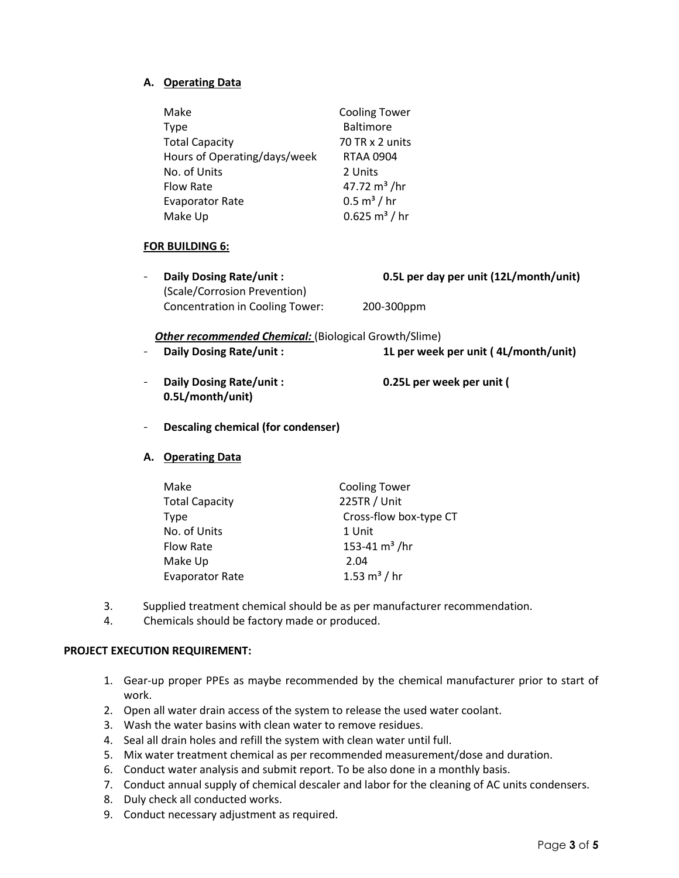**A. Operating Data**

| | |
|---|---|
| Make | Cooling Tower |
| Type | Baltimore |
| Total Capacity | 70 TR x 2 units |
| Hours of Operating/days/week | RTAA 0904 |
| No. of Units | 2 Units |
| Flow Rate | 47.72 $m^3$ /hr |
| Evaporator Rate | 0.5 $m^3$ / hr |
| Make Up | 0.625 $m^3$ / hr |

**FOR BUILDING 6:**

- **Daily Dosing Rate/unit :** **0.5L per day per unit (12L/month/unit)**
  (Scale/Corrosion Prevention)
  Concentration in Cooling Tower: 200-300ppm

***Other recommended Chemical:*** (Biological Growth/Slime)

- **Daily Dosing Rate/unit :** **1L per week per unit ( 4L/month/unit)**

- **Daily Dosing Rate/unit :** **0.25L per week per unit ( 0.5L/month/unit)**

- **Descaling chemical (for condenser)**

**A. Operating Data**

| | |
|---|---|
| Make | Cooling Tower |
| Total Capacity | 225TR / Unit |
| Type | Cross-flow box-type CT |
| No. of Units | 1 Unit |
| Flow Rate | 153-41 $m^3$ /hr |
| Make Up | 2.04 |
| Evaporator Rate | 1.53 $m^3$ / hr |

3. Supplied treatment chemical should be as per manufacturer recommendation.
4. Chemicals should be factory made or produced.

**PROJECT EXECUTION REQUIREMENT:**

1. Gear-up proper PPEs as maybe recommended by the chemical manufacturer prior to start of work.
2. Open all water drain access of the system to release the used water coolant.
3. Wash the water basins with clean water to remove residues.
4. Seal all drain holes and refill the system with clean water until full.
5. Mix water treatment chemical as per recommended measurement/dose and duration.
6. Conduct water analysis and submit report. To be also done in a monthly basis.
7. Conduct annual supply of chemical descaler and labor for the cleaning of AC units condensers.
8. Duly check all conducted works.
9. Conduct necessary adjustment as required.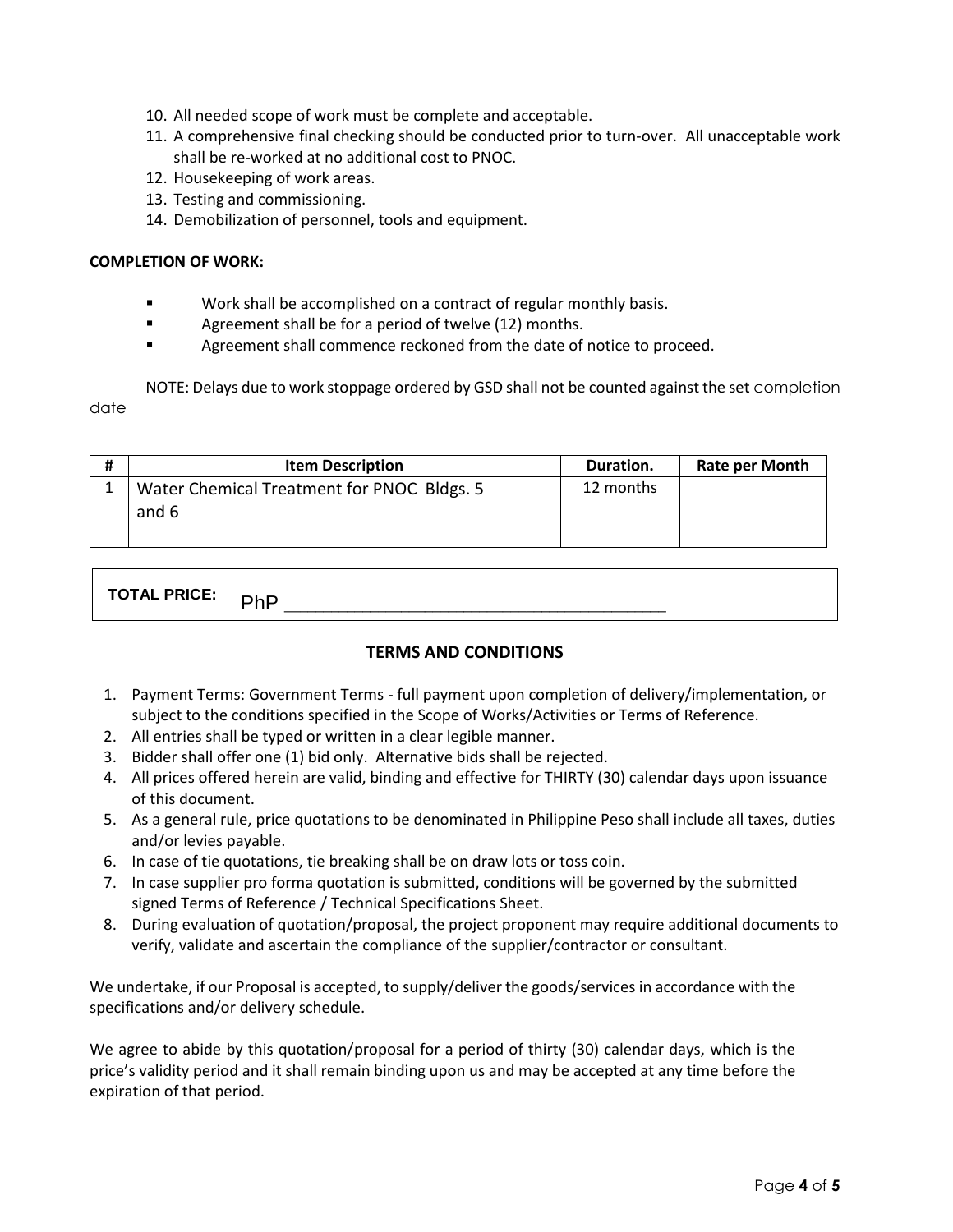10. All needed scope of work must be complete and acceptable.
11. A comprehensive final checking should be conducted prior to turn-over. All unacceptable work shall be re-worked at no additional cost to PNOC.
12. Housekeeping of work areas.
13. Testing and commissioning.
14. Demobilization of personnel, tools and equipment.

**COMPLETION OF WORK:**

- Work shall be accomplished on a contract of regular monthly basis.
- Agreement shall be for a period of twelve (12) months.
- Agreement shall commence reckoned from the date of notice to proceed.

NOTE: Delays due to work stoppage ordered by GSD shall not be counted against the set completion date

| # | Item Description | Duration. | Rate per Month |
|---|---|---|---|
| 1 | Water Chemical Treatment for PNOC Bldgs. 5 and 6 | 12 months | |

| TOTAL PRICE: | PhP ____________________________________ |
|---|---|

## TERMS AND CONDITIONS

1. Payment Terms: Government Terms - full payment upon completion of delivery/implementation, or subject to the conditions specified in the Scope of Works/Activities or Terms of Reference.
2. All entries shall be typed or written in a clear legible manner.
3. Bidder shall offer one (1) bid only. Alternative bids shall be rejected.
4. All prices offered herein are valid, binding and effective for THIRTY (30) calendar days upon issuance of this document.
5. As a general rule, price quotations to be denominated in Philippine Peso shall include all taxes, duties and/or levies payable.
6. In case of tie quotations, tie breaking shall be on draw lots or toss coin.
7. In case supplier pro forma quotation is submitted, conditions will be governed by the submitted signed Terms of Reference / Technical Specifications Sheet.
8. During evaluation of quotation/proposal, the project proponent may require additional documents to verify, validate and ascertain the compliance of the supplier/contractor or consultant.

We undertake, if our Proposal is accepted, to supply/deliver the goods/services in accordance with the specifications and/or delivery schedule.

We agree to abide by this quotation/proposal for a period of thirty (30) calendar days, which is the price's validity period and it shall remain binding upon us and may be accepted at any time before the expiration of that period.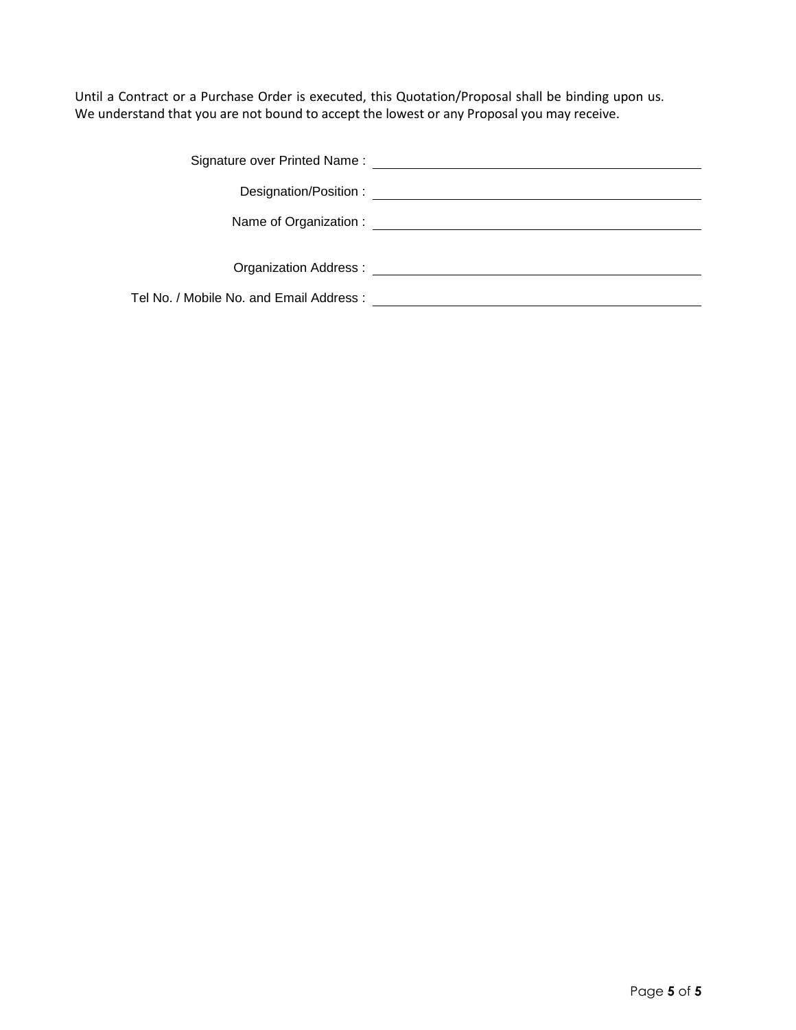Until a Contract or a Purchase Order is executed, this Quotation/Proposal shall be binding upon us.
We understand that you are not bound to accept the lowest or any Proposal you may receive.

Signature over Printed Name : ______________________________

Designation/Position : ______________________________

Name of Organization : ______________________________

Organization Address : ______________________________

Tel No. / Mobile No. and Email Address : ______________________________